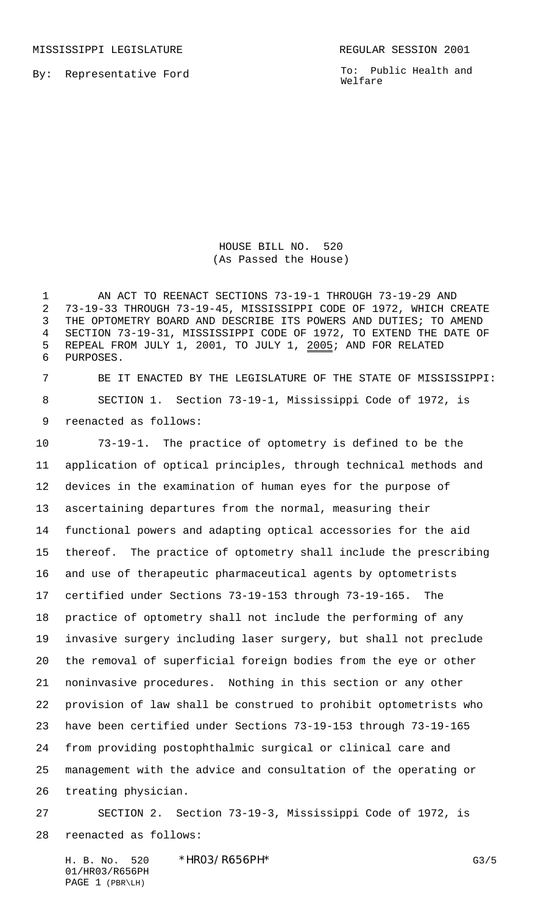MISSISSIPPI LEGISLATURE REGULAR SESSION 2001

By: Representative Ford

To: Public Health and Welfare

# HOUSE BILL NO. 520
(As Passed the House)

AN ACT TO REENACT SECTIONS 73-19-1 THROUGH 73-19-29 AND 73-19-33 THROUGH 73-19-45, MISSISSIPPI CODE OF 1972, WHICH CREATE THE OPTOMETRY BOARD AND DESCRIBE ITS POWERS AND DUTIES; TO AMEND SECTION 73-19-31, MISSISSIPPI CODE OF 1972, TO EXTEND THE DATE OF REPEAL FROM JULY 1, 2001, TO JULY 1, 2005; AND FOR RELATED PURPOSES.

BE IT ENACTED BY THE LEGISLATURE OF THE STATE OF MISSISSIPPI:

SECTION 1. Section 73-19-1, Mississippi Code of 1972, is reenacted as follows:

73-19-1. The practice of optometry is defined to be the application of optical principles, through technical methods and devices in the examination of human eyes for the purpose of ascertaining departures from the normal, measuring their functional powers and adapting optical accessories for the aid thereof. The practice of optometry shall include the prescribing and use of therapeutic pharmaceutical agents by optometrists certified under Sections 73-19-153 through 73-19-165. The practice of optometry shall not include the performing of any invasive surgery including laser surgery, but shall not preclude the removal of superficial foreign bodies from the eye or other noninvasive procedures. Nothing in this section or any other provision of law shall be construed to prohibit optometrists who have been certified under Sections 73-19-153 through 73-19-165 from providing postophthalmic surgical or clinical care and management with the advice and consultation of the operating or treating physician.

SECTION 2. Section 73-19-3, Mississippi Code of 1972, is reenacted as follows: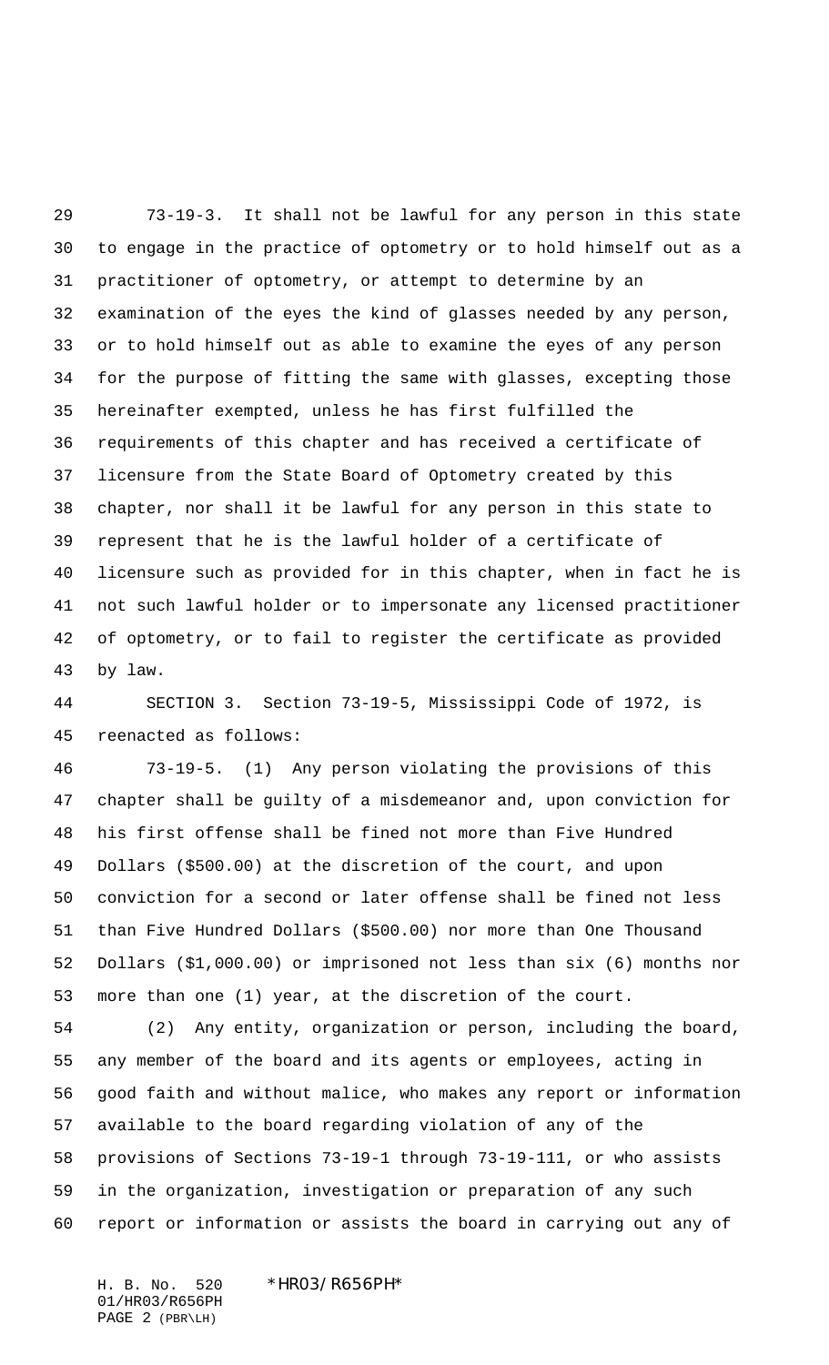73-19-3. It shall not be lawful for any person in this state to engage in the practice of optometry or to hold himself out as a practitioner of optometry, or attempt to determine by an examination of the eyes the kind of glasses needed by any person, or to hold himself out as able to examine the eyes of any person for the purpose of fitting the same with glasses, excepting those hereinafter exempted, unless he has first fulfilled the requirements of this chapter and has received a certificate of licensure from the State Board of Optometry created by this chapter, nor shall it be lawful for any person in this state to represent that he is the lawful holder of a certificate of licensure such as provided for in this chapter, when in fact he is not such lawful holder or to impersonate any licensed practitioner of optometry, or to fail to register the certificate as provided by law.

SECTION 3. Section 73-19-5, Mississippi Code of 1972, is reenacted as follows:

73-19-5. (1) Any person violating the provisions of this chapter shall be guilty of a misdemeanor and, upon conviction for his first offense shall be fined not more than Five Hundred Dollars ($500.00) at the discretion of the court, and upon conviction for a second or later offense shall be fined not less than Five Hundred Dollars ($500.00) nor more than One Thousand Dollars ($1,000.00) or imprisoned not less than six (6) months nor more than one (1) year, at the discretion of the court.

(2) Any entity, organization or person, including the board, any member of the board and its agents or employees, acting in good faith and without malice, who makes any report or information available to the board regarding violation of any of the provisions of Sections 73-19-1 through 73-19-111, or who assists in the organization, investigation or preparation of any such report or information or assists the board in carrying out any of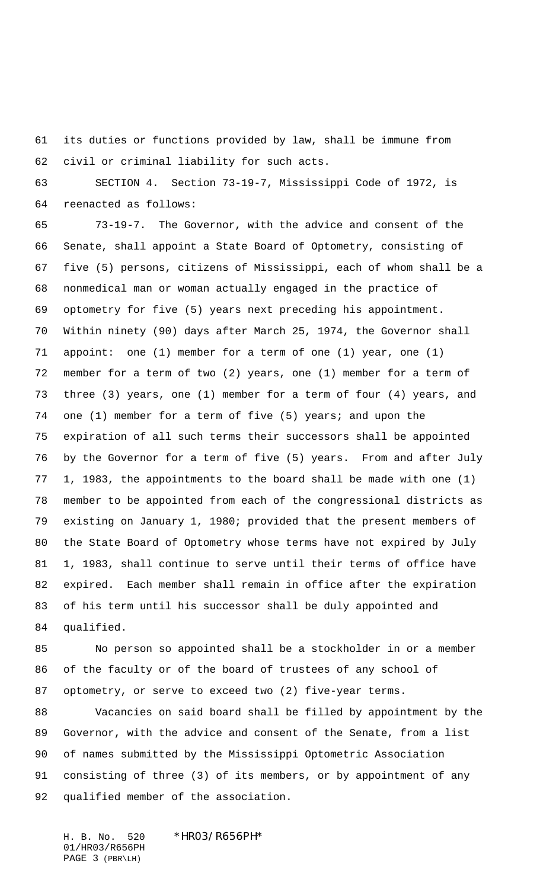its duties or functions provided by law, shall be immune from civil or criminal liability for such acts.

SECTION 4. Section 73-19-7, Mississippi Code of 1972, is reenacted as follows:

73-19-7. The Governor, with the advice and consent of the Senate, shall appoint a State Board of Optometry, consisting of five (5) persons, citizens of Mississippi, each of whom shall be a nonmedical man or woman actually engaged in the practice of optometry for five (5) years next preceding his appointment. Within ninety (90) days after March 25, 1974, the Governor shall appoint: one (1) member for a term of one (1) year, one (1) member for a term of two (2) years, one (1) member for a term of three (3) years, one (1) member for a term of four (4) years, and one (1) member for a term of five (5) years; and upon the expiration of all such terms their successors shall be appointed by the Governor for a term of five (5) years. From and after July 1, 1983, the appointments to the board shall be made with one (1) member to be appointed from each of the congressional districts as existing on January 1, 1980; provided that the present members of the State Board of Optometry whose terms have not expired by July 1, 1983, shall continue to serve until their terms of office have expired. Each member shall remain in office after the expiration of his term until his successor shall be duly appointed and qualified.

No person so appointed shall be a stockholder in or a member of the faculty or of the board of trustees of any school of optometry, or serve to exceed two (2) five-year terms.

Vacancies on said board shall be filled by appointment by the Governor, with the advice and consent of the Senate, from a list of names submitted by the Mississippi Optometric Association consisting of three (3) of its members, or by appointment of any qualified member of the association.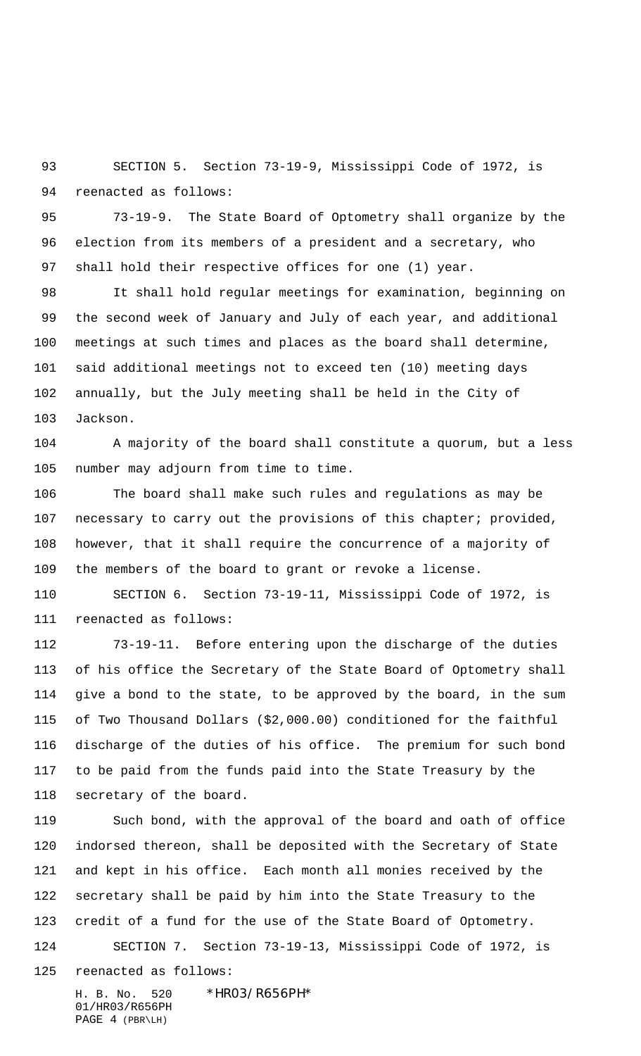SECTION 5. Section 73-19-9, Mississippi Code of 1972, is reenacted as follows:

73-19-9. The State Board of Optometry shall organize by the election from its members of a president and a secretary, who shall hold their respective offices for one (1) year.

It shall hold regular meetings for examination, beginning on the second week of January and July of each year, and additional meetings at such times and places as the board shall determine, said additional meetings not to exceed ten (10) meeting days annually, but the July meeting shall be held in the City of Jackson.

A majority of the board shall constitute a quorum, but a less number may adjourn from time to time.

The board shall make such rules and regulations as may be necessary to carry out the provisions of this chapter; provided, however, that it shall require the concurrence of a majority of the members of the board to grant or revoke a license.

SECTION 6. Section 73-19-11, Mississippi Code of 1972, is reenacted as follows:

73-19-11. Before entering upon the discharge of the duties of his office the Secretary of the State Board of Optometry shall give a bond to the state, to be approved by the board, in the sum of Two Thousand Dollars ($2,000.00) conditioned for the faithful discharge of the duties of his office. The premium for such bond to be paid from the funds paid into the State Treasury by the secretary of the board.

Such bond, with the approval of the board and oath of office indorsed thereon, shall be deposited with the Secretary of State and kept in his office. Each month all monies received by the secretary shall be paid by him into the State Treasury to the credit of a fund for the use of the State Board of Optometry.

SECTION 7. Section 73-19-13, Mississippi Code of 1972, is reenacted as follows: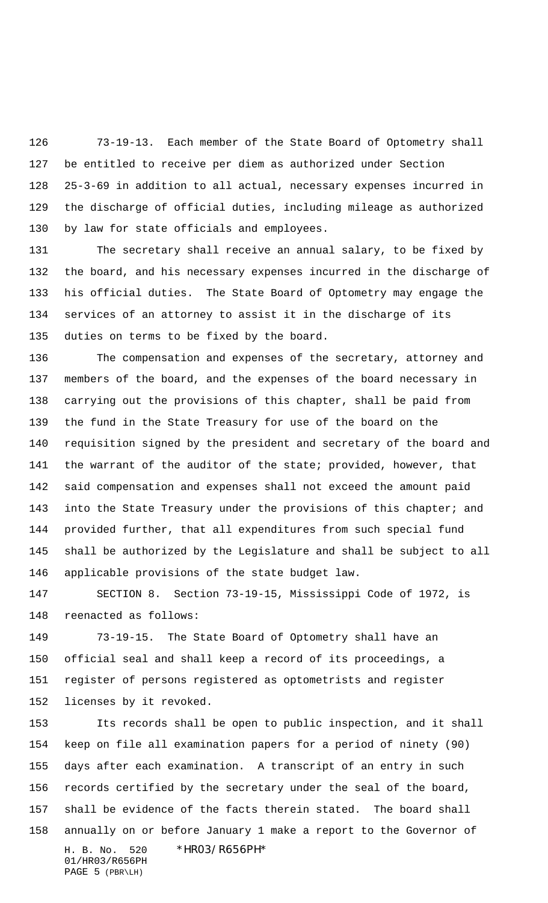73-19-13. Each member of the State Board of Optometry shall be entitled to receive per diem as authorized under Section 25-3-69 in addition to all actual, necessary expenses incurred in the discharge of official duties, including mileage as authorized by law for state officials and employees.

The secretary shall receive an annual salary, to be fixed by the board, and his necessary expenses incurred in the discharge of his official duties. The State Board of Optometry may engage the services of an attorney to assist it in the discharge of its duties on terms to be fixed by the board.

The compensation and expenses of the secretary, attorney and members of the board, and the expenses of the board necessary in carrying out the provisions of this chapter, shall be paid from the fund in the State Treasury for use of the board on the requisition signed by the president and secretary of the board and the warrant of the auditor of the state; provided, however, that said compensation and expenses shall not exceed the amount paid into the State Treasury under the provisions of this chapter; and provided further, that all expenditures from such special fund shall be authorized by the Legislature and shall be subject to all applicable provisions of the state budget law.

SECTION 8. Section 73-19-15, Mississippi Code of 1972, is reenacted as follows:

73-19-15. The State Board of Optometry shall have an official seal and shall keep a record of its proceedings, a register of persons registered as optometrists and register licenses by it revoked.

Its records shall be open to public inspection, and it shall keep on file all examination papers for a period of ninety (90) days after each examination. A transcript of an entry in such records certified by the secretary under the seal of the board, shall be evidence of the facts therein stated. The board shall annually on or before January 1 make a report to the Governor of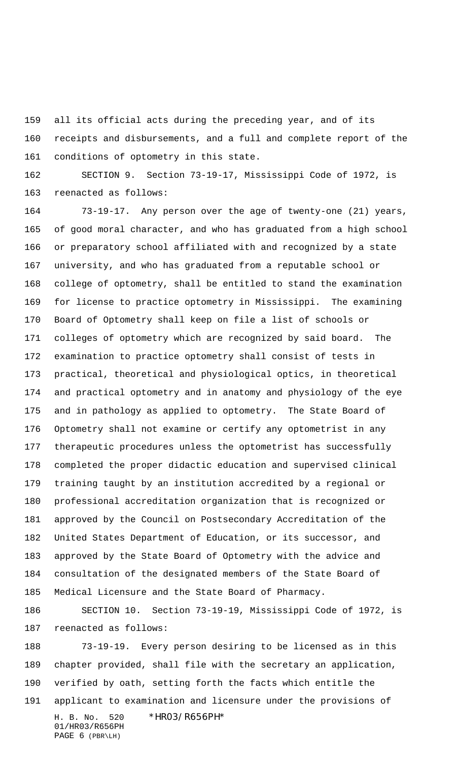all its official acts during the preceding year, and of its receipts and disbursements, and a full and complete report of the conditions of optometry in this state.

SECTION 9. Section 73-19-17, Mississippi Code of 1972, is reenacted as follows:

73-19-17. Any person over the age of twenty-one (21) years, of good moral character, and who has graduated from a high school or preparatory school affiliated with and recognized by a state university, and who has graduated from a reputable school or college of optometry, shall be entitled to stand the examination for license to practice optometry in Mississippi. The examining Board of Optometry shall keep on file a list of schools or colleges of optometry which are recognized by said board. The examination to practice optometry shall consist of tests in practical, theoretical and physiological optics, in theoretical and practical optometry and in anatomy and physiology of the eye and in pathology as applied to optometry. The State Board of Optometry shall not examine or certify any optometrist in any therapeutic procedures unless the optometrist has successfully completed the proper didactic education and supervised clinical training taught by an institution accredited by a regional or professional accreditation organization that is recognized or approved by the Council on Postsecondary Accreditation of the United States Department of Education, or its successor, and approved by the State Board of Optometry with the advice and consultation of the designated members of the State Board of Medical Licensure and the State Board of Pharmacy.

SECTION 10. Section 73-19-19, Mississippi Code of 1972, is reenacted as follows:

73-19-19. Every person desiring to be licensed as in this chapter provided, shall file with the secretary an application, verified by oath, setting forth the facts which entitle the applicant to examination and licensure under the provisions of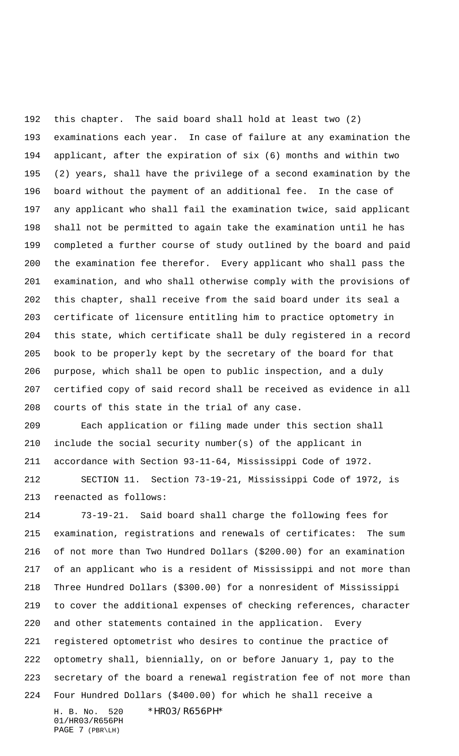this chapter. The said board shall hold at least two (2) examinations each year. In case of failure at any examination the applicant, after the expiration of six (6) months and within two (2) years, shall have the privilege of a second examination by the board without the payment of an additional fee. In the case of any applicant who shall fail the examination twice, said applicant shall not be permitted to again take the examination until he has completed a further course of study outlined by the board and paid the examination fee therefor. Every applicant who shall pass the examination, and who shall otherwise comply with the provisions of this chapter, shall receive from the said board under its seal a certificate of licensure entitling him to practice optometry in this state, which certificate shall be duly registered in a record book to be properly kept by the secretary of the board for that purpose, which shall be open to public inspection, and a duly certified copy of said record shall be received as evidence in all courts of this state in the trial of any case.

Each application or filing made under this section shall include the social security number(s) of the applicant in accordance with Section 93-11-64, Mississippi Code of 1972.

SECTION 11. Section 73-19-21, Mississippi Code of 1972, is reenacted as follows:

73-19-21. Said board shall charge the following fees for examination, registrations and renewals of certificates: The sum of not more than Two Hundred Dollars ($200.00) for an examination of an applicant who is a resident of Mississippi and not more than Three Hundred Dollars ($300.00) for a nonresident of Mississippi to cover the additional expenses of checking references, character and other statements contained in the application. Every registered optometrist who desires to continue the practice of optometry shall, biennially, on or before January 1, pay to the secretary of the board a renewal registration fee of not more than Four Hundred Dollars ($400.00) for which he shall receive a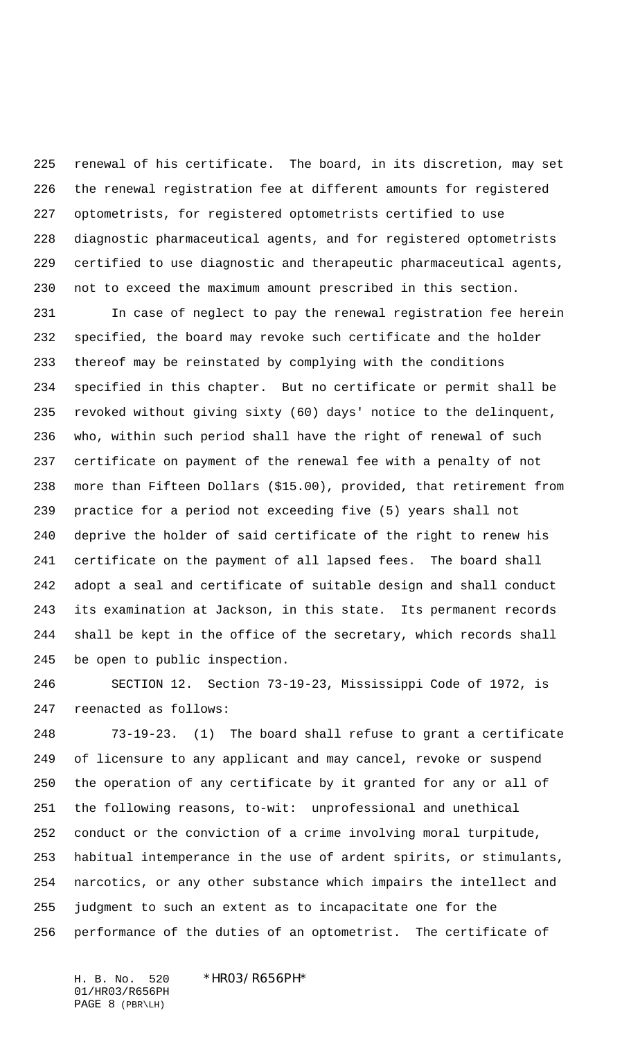renewal of his certificate. The board, in its discretion, may set the renewal registration fee at different amounts for registered optometrists, for registered optometrists certified to use diagnostic pharmaceutical agents, and for registered optometrists certified to use diagnostic and therapeutic pharmaceutical agents, not to exceed the maximum amount prescribed in this section.

In case of neglect to pay the renewal registration fee herein specified, the board may revoke such certificate and the holder thereof may be reinstated by complying with the conditions specified in this chapter. But no certificate or permit shall be revoked without giving sixty (60) days' notice to the delinquent, who, within such period shall have the right of renewal of such certificate on payment of the renewal fee with a penalty of not more than Fifteen Dollars ($15.00), provided, that retirement from practice for a period not exceeding five (5) years shall not deprive the holder of said certificate of the right to renew his certificate on the payment of all lapsed fees. The board shall adopt a seal and certificate of suitable design and shall conduct its examination at Jackson, in this state. Its permanent records shall be kept in the office of the secretary, which records shall be open to public inspection.

SECTION 12. Section 73-19-23, Mississippi Code of 1972, is reenacted as follows:

73-19-23. (1) The board shall refuse to grant a certificate of licensure to any applicant and may cancel, revoke or suspend the operation of any certificate by it granted for any or all of the following reasons, to-wit: unprofessional and unethical conduct or the conviction of a crime involving moral turpitude, habitual intemperance in the use of ardent spirits, or stimulants, narcotics, or any other substance which impairs the intellect and judgment to such an extent as to incapacitate one for the performance of the duties of an optometrist. The certificate of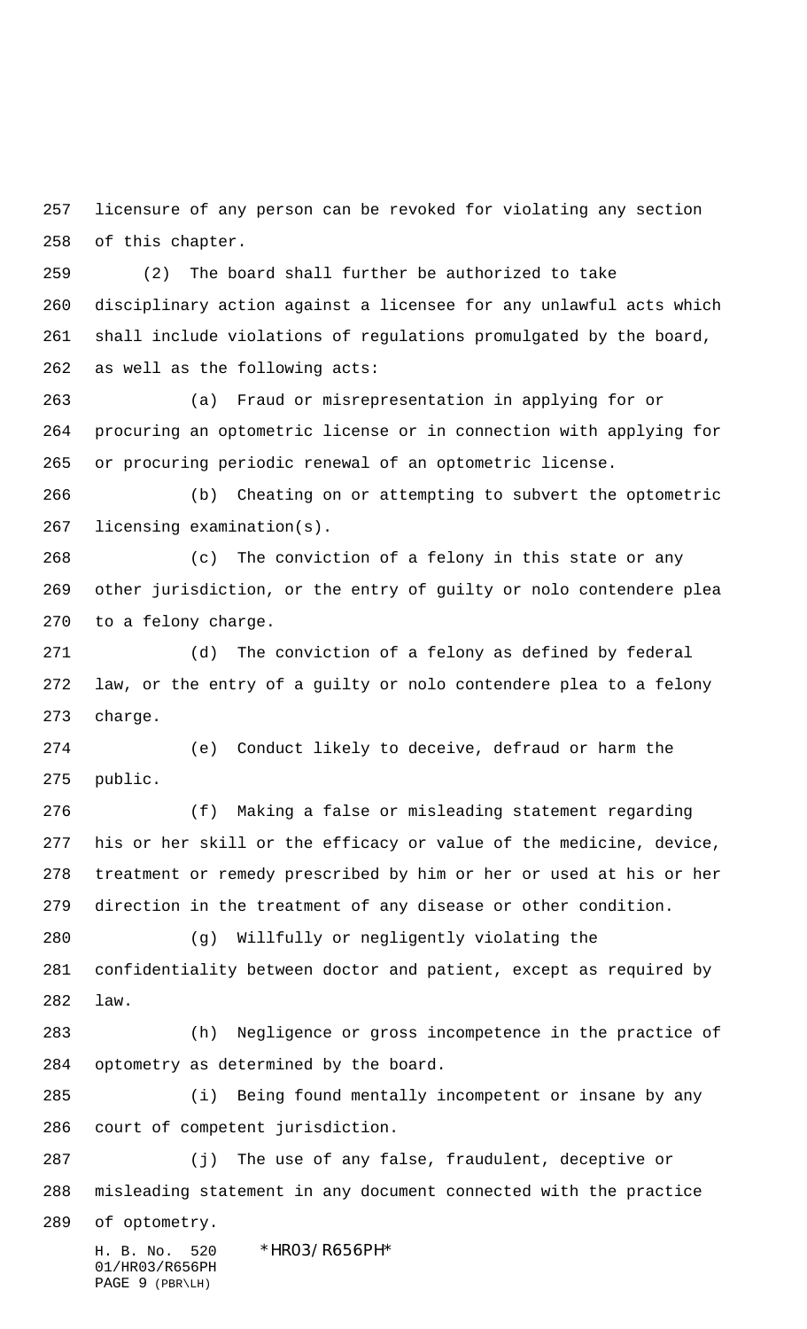licensure of any person can be revoked for violating any section of this chapter.

(2) The board shall further be authorized to take disciplinary action against a licensee for any unlawful acts which shall include violations of regulations promulgated by the board, as well as the following acts:

(a) Fraud or misrepresentation in applying for or procuring an optometric license or in connection with applying for or procuring periodic renewal of an optometric license.

(b) Cheating on or attempting to subvert the optometric licensing examination(s).

(c) The conviction of a felony in this state or any other jurisdiction, or the entry of guilty or nolo contendere plea to a felony charge.

(d) The conviction of a felony as defined by federal law, or the entry of a guilty or nolo contendere plea to a felony charge.

(e) Conduct likely to deceive, defraud or harm the public.

(f) Making a false or misleading statement regarding his or her skill or the efficacy or value of the medicine, device, treatment or remedy prescribed by him or her or used at his or her direction in the treatment of any disease or other condition.

(g) Willfully or negligently violating the confidentiality between doctor and patient, except as required by law.

(h) Negligence or gross incompetence in the practice of optometry as determined by the board.

(i) Being found mentally incompetent or insane by any court of competent jurisdiction.

(j) The use of any false, fraudulent, deceptive or misleading statement in any document connected with the practice of optometry.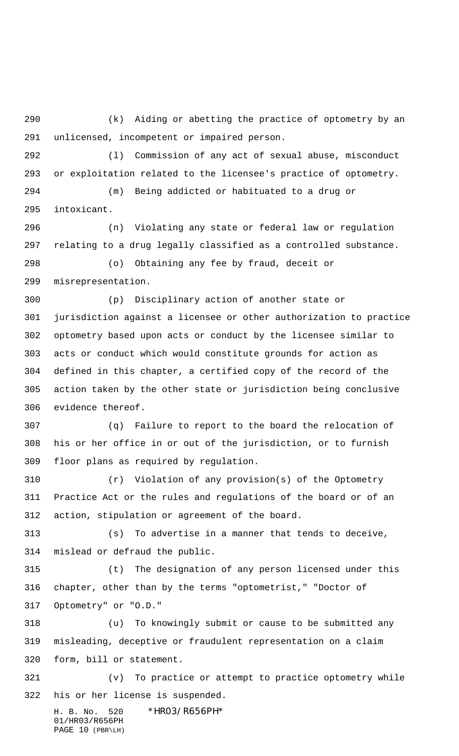(k) Aiding or abetting the practice of optometry by an unlicensed, incompetent or impaired person.

(l) Commission of any act of sexual abuse, misconduct or exploitation related to the licensee's practice of optometry.

(m) Being addicted or habituated to a drug or intoxicant.

(n) Violating any state or federal law or regulation relating to a drug legally classified as a controlled substance.

(o) Obtaining any fee by fraud, deceit or misrepresentation.

(p) Disciplinary action of another state or jurisdiction against a licensee or other authorization to practice optometry based upon acts or conduct by the licensee similar to acts or conduct which would constitute grounds for action as defined in this chapter, a certified copy of the record of the action taken by the other state or jurisdiction being conclusive evidence thereof.

(q) Failure to report to the board the relocation of his or her office in or out of the jurisdiction, or to furnish floor plans as required by regulation.

(r) Violation of any provision(s) of the Optometry Practice Act or the rules and regulations of the board or of an action, stipulation or agreement of the board.

(s) To advertise in a manner that tends to deceive, mislead or defraud the public.

(t) The designation of any person licensed under this chapter, other than by the terms "optometrist," "Doctor of Optometry" or "O.D."

(u) To knowingly submit or cause to be submitted any misleading, deceptive or fraudulent representation on a claim form, bill or statement.

(v) To practice or attempt to practice optometry while his or her license is suspended.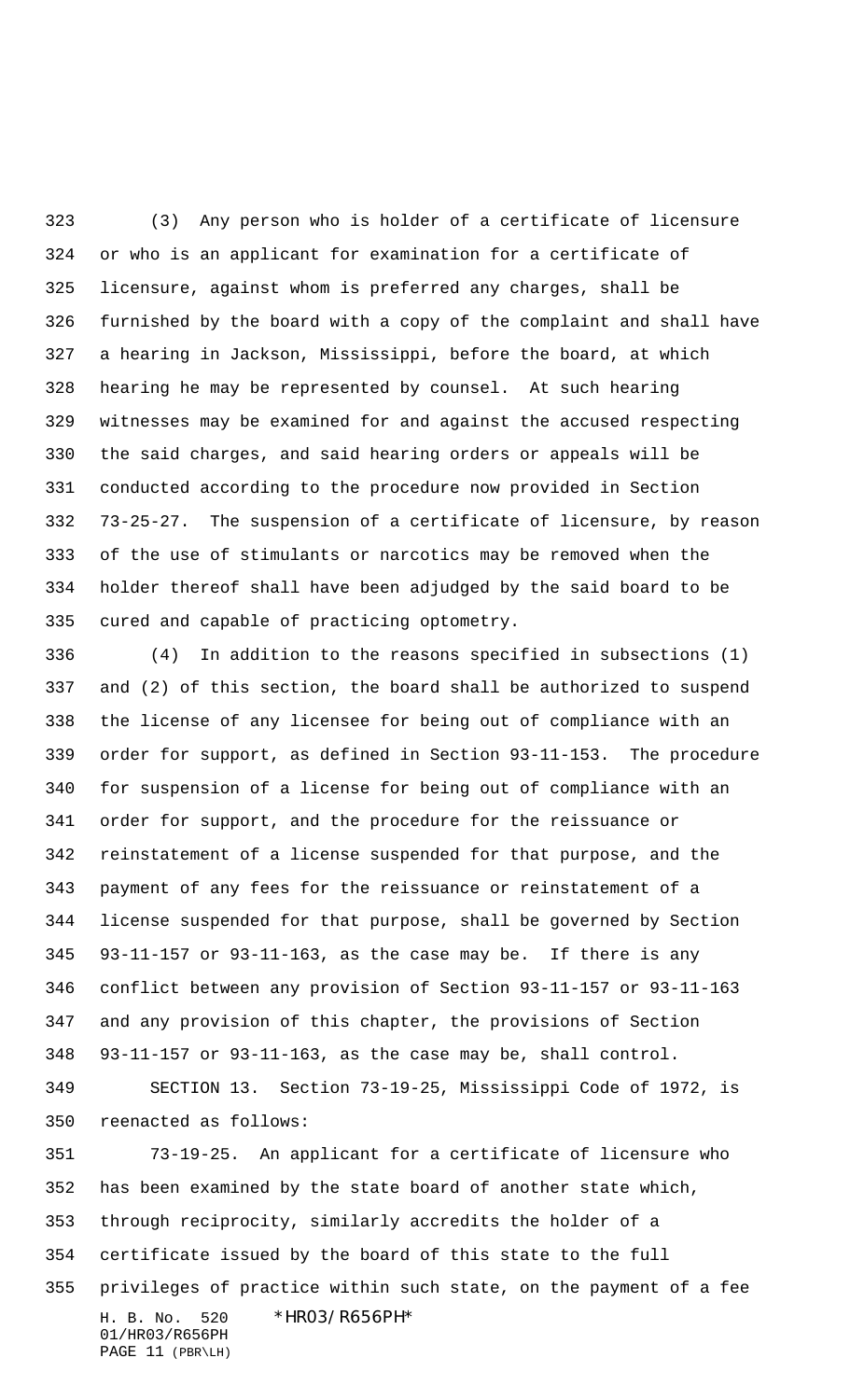(3) Any person who is holder of a certificate of licensure or who is an applicant for examination for a certificate of licensure, against whom is preferred any charges, shall be furnished by the board with a copy of the complaint and shall have a hearing in Jackson, Mississippi, before the board, at which hearing he may be represented by counsel. At such hearing witnesses may be examined for and against the accused respecting the said charges, and said hearing orders or appeals will be conducted according to the procedure now provided in Section 73-25-27. The suspension of a certificate of licensure, by reason of the use of stimulants or narcotics may be removed when the holder thereof shall have been adjudged by the said board to be cured and capable of practicing optometry.

(4) In addition to the reasons specified in subsections (1) and (2) of this section, the board shall be authorized to suspend the license of any licensee for being out of compliance with an order for support, as defined in Section 93-11-153. The procedure for suspension of a license for being out of compliance with an order for support, and the procedure for the reissuance or reinstatement of a license suspended for that purpose, and the payment of any fees for the reissuance or reinstatement of a license suspended for that purpose, shall be governed by Section 93-11-157 or 93-11-163, as the case may be. If there is any conflict between any provision of Section 93-11-157 or 93-11-163 and any provision of this chapter, the provisions of Section 93-11-157 or 93-11-163, as the case may be, shall control.

SECTION 13. Section 73-19-25, Mississippi Code of 1972, is reenacted as follows:

73-19-25. An applicant for a certificate of licensure who has been examined by the state board of another state which, through reciprocity, similarly accredits the holder of a certificate issued by the board of this state to the full privileges of practice within such state, on the payment of a fee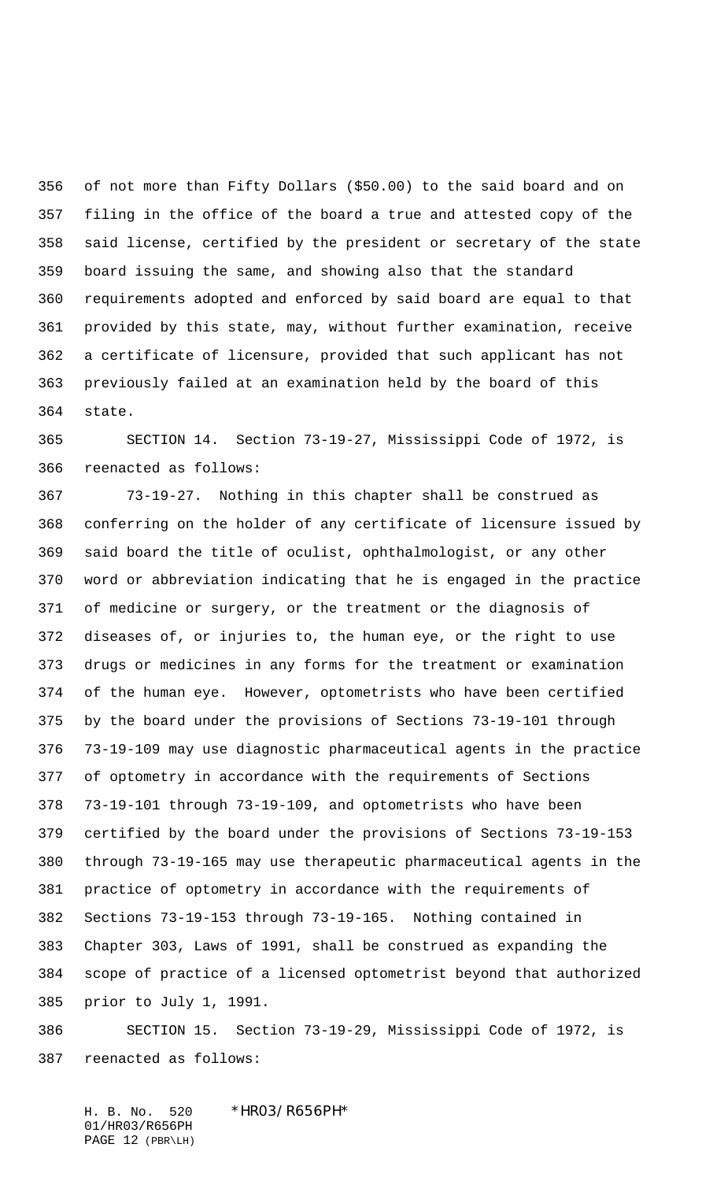of not more than Fifty Dollars ($50.00) to the said board and on filing in the office of the board a true and attested copy of the said license, certified by the president or secretary of the state board issuing the same, and showing also that the standard requirements adopted and enforced by said board are equal to that provided by this state, may, without further examination, receive a certificate of licensure, provided that such applicant has not previously failed at an examination held by the board of this state.

SECTION 14. Section 73-19-27, Mississippi Code of 1972, is reenacted as follows:

73-19-27. Nothing in this chapter shall be construed as conferring on the holder of any certificate of licensure issued by said board the title of oculist, ophthalmologist, or any other word or abbreviation indicating that he is engaged in the practice of medicine or surgery, or the treatment or the diagnosis of diseases of, or injuries to, the human eye, or the right to use drugs or medicines in any forms for the treatment or examination of the human eye. However, optometrists who have been certified by the board under the provisions of Sections 73-19-101 through 73-19-109 may use diagnostic pharmaceutical agents in the practice of optometry in accordance with the requirements of Sections 73-19-101 through 73-19-109, and optometrists who have been certified by the board under the provisions of Sections 73-19-153 through 73-19-165 may use therapeutic pharmaceutical agents in the practice of optometry in accordance with the requirements of Sections 73-19-153 through 73-19-165. Nothing contained in Chapter 303, Laws of 1991, shall be construed as expanding the scope of practice of a licensed optometrist beyond that authorized prior to July 1, 1991.

SECTION 15. Section 73-19-29, Mississippi Code of 1972, is reenacted as follows: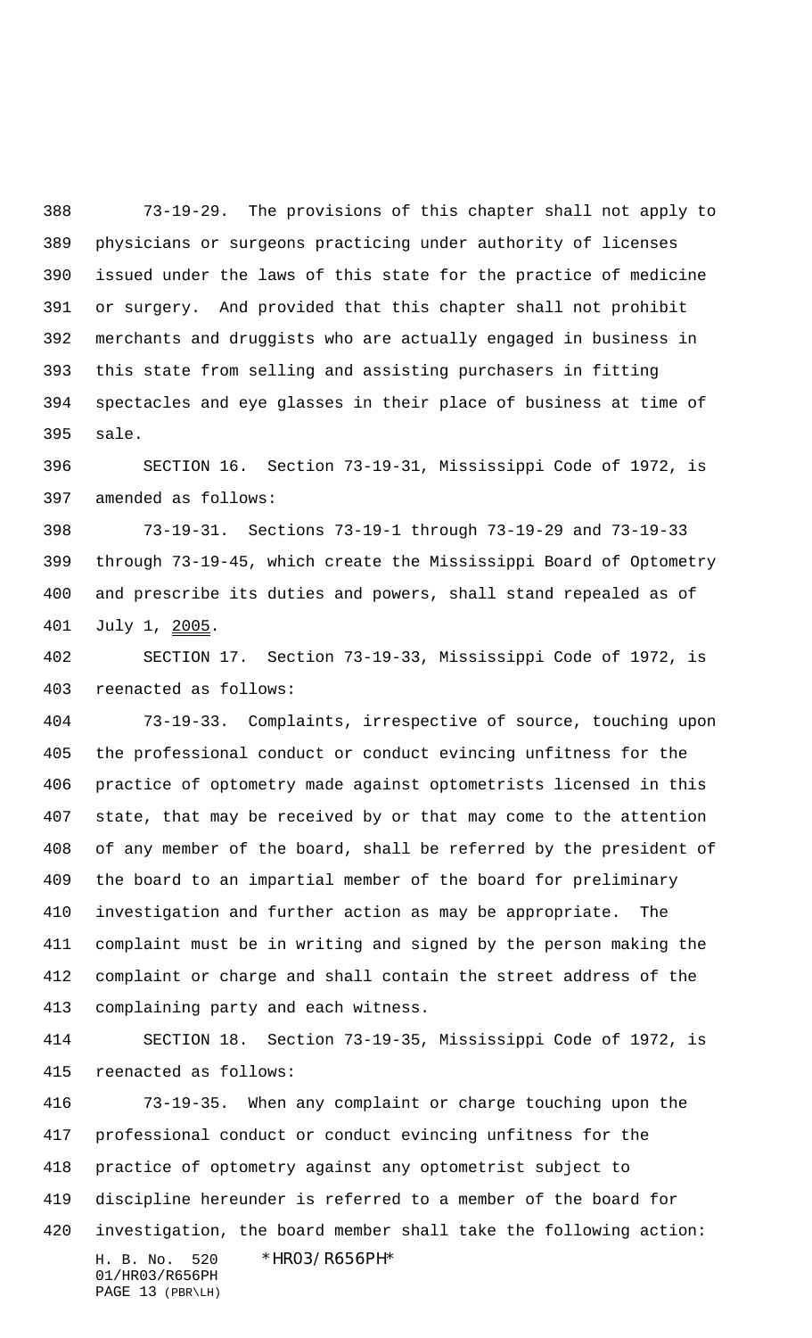73-19-29. The provisions of this chapter shall not apply to physicians or surgeons practicing under authority of licenses issued under the laws of this state for the practice of medicine or surgery. And provided that this chapter shall not prohibit merchants and druggists who are actually engaged in business in this state from selling and assisting purchasers in fitting spectacles and eye glasses in their place of business at time of sale.

SECTION 16. Section 73-19-31, Mississippi Code of 1972, is amended as follows:

73-19-31. Sections 73-19-1 through 73-19-29 and 73-19-33 through 73-19-45, which create the Mississippi Board of Optometry and prescribe its duties and powers, shall stand repealed as of July 1, 2005.

SECTION 17. Section 73-19-33, Mississippi Code of 1972, is reenacted as follows:

73-19-33. Complaints, irrespective of source, touching upon the professional conduct or conduct evincing unfitness for the practice of optometry made against optometrists licensed in this state, that may be received by or that may come to the attention of any member of the board, shall be referred by the president of the board to an impartial member of the board for preliminary investigation and further action as may be appropriate. The complaint must be in writing and signed by the person making the complaint or charge and shall contain the street address of the complaining party and each witness.

SECTION 18. Section 73-19-35, Mississippi Code of 1972, is reenacted as follows:

73-19-35. When any complaint or charge touching upon the professional conduct or conduct evincing unfitness for the practice of optometry against any optometrist subject to discipline hereunder is referred to a member of the board for investigation, the board member shall take the following action: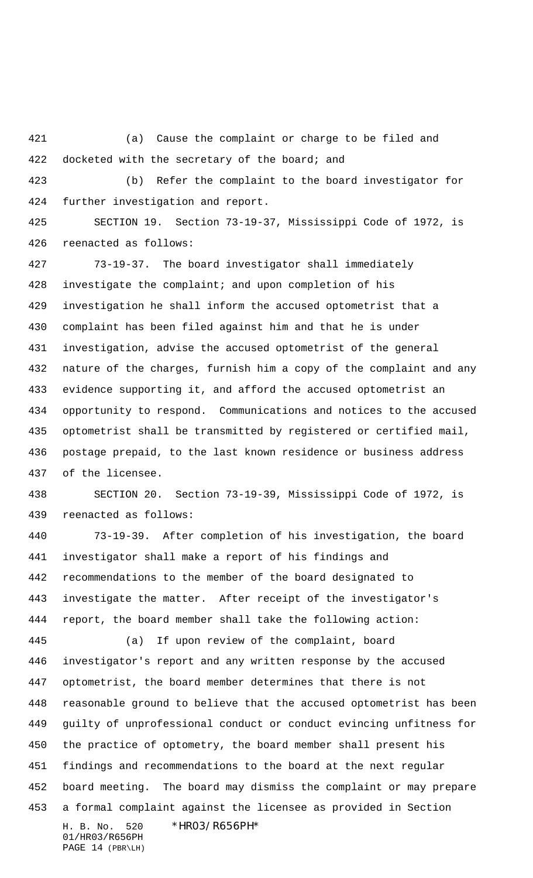(a) Cause the complaint or charge to be filed and docketed with the secretary of the board; and

(b) Refer the complaint to the board investigator for further investigation and report.

SECTION 19. Section 73-19-37, Mississippi Code of 1972, is reenacted as follows:

73-19-37. The board investigator shall immediately investigate the complaint; and upon completion of his investigation he shall inform the accused optometrist that a complaint has been filed against him and that he is under investigation, advise the accused optometrist of the general nature of the charges, furnish him a copy of the complaint and any evidence supporting it, and afford the accused optometrist an opportunity to respond. Communications and notices to the accused optometrist shall be transmitted by registered or certified mail, postage prepaid, to the last known residence or business address of the licensee.

SECTION 20. Section 73-19-39, Mississippi Code of 1972, is reenacted as follows:

73-19-39. After completion of his investigation, the board investigator shall make a report of his findings and recommendations to the member of the board designated to investigate the matter. After receipt of the investigator's report, the board member shall take the following action:

(a) If upon review of the complaint, board investigator's report and any written response by the accused optometrist, the board member determines that there is not reasonable ground to believe that the accused optometrist has been guilty of unprofessional conduct or conduct evincing unfitness for the practice of optometry, the board member shall present his findings and recommendations to the board at the next regular board meeting. The board may dismiss the complaint or may prepare a formal complaint against the licensee as provided in Section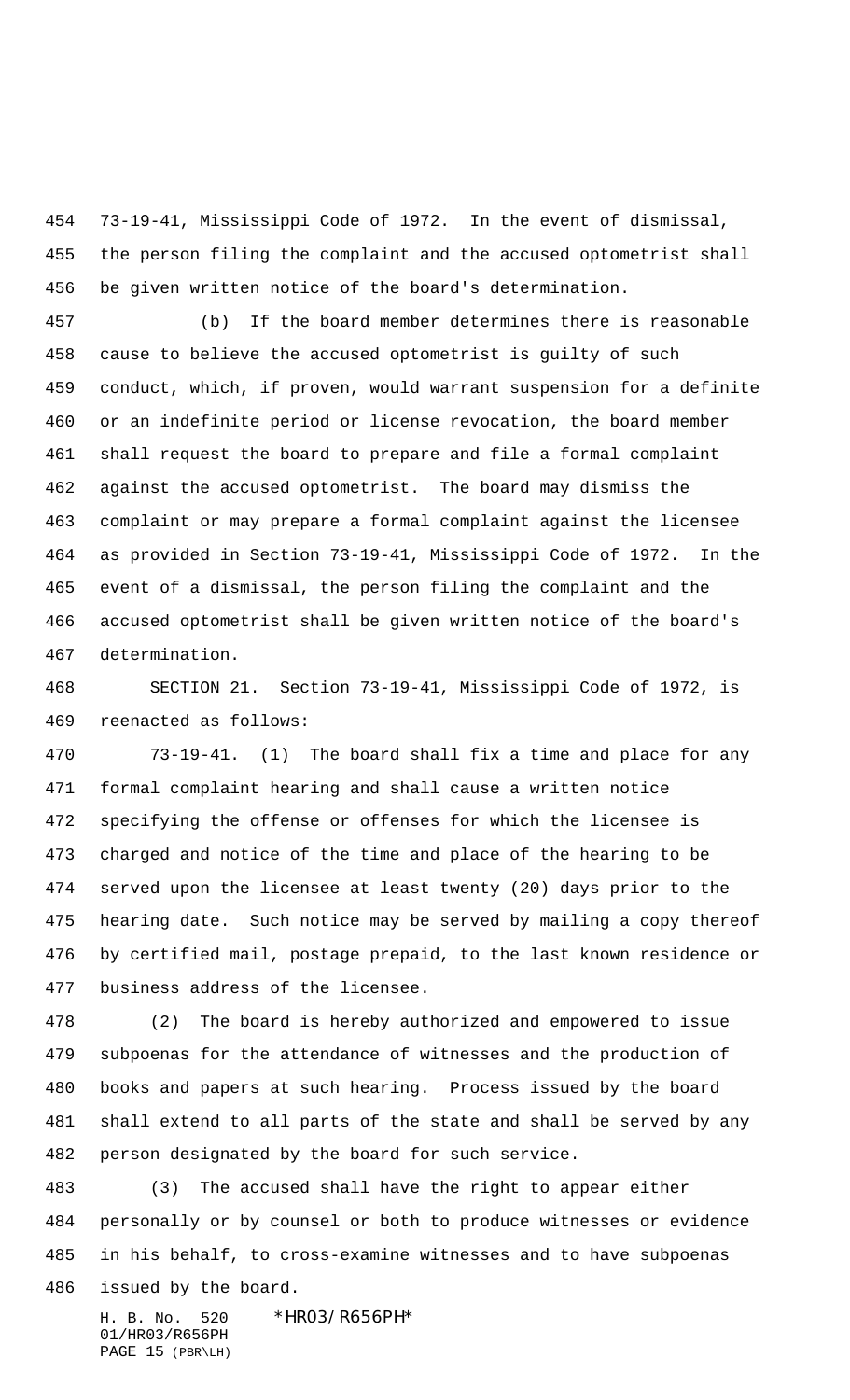73-19-41, Mississippi Code of 1972. In the event of dismissal, the person filing the complaint and the accused optometrist shall be given written notice of the board's determination.

(b) If the board member determines there is reasonable cause to believe the accused optometrist is guilty of such conduct, which, if proven, would warrant suspension for a definite or an indefinite period or license revocation, the board member shall request the board to prepare and file a formal complaint against the accused optometrist. The board may dismiss the complaint or may prepare a formal complaint against the licensee as provided in Section 73-19-41, Mississippi Code of 1972. In the event of a dismissal, the person filing the complaint and the accused optometrist shall be given written notice of the board's determination.

SECTION 21. Section 73-19-41, Mississippi Code of 1972, is reenacted as follows:

73-19-41. (1) The board shall fix a time and place for any formal complaint hearing and shall cause a written notice specifying the offense or offenses for which the licensee is charged and notice of the time and place of the hearing to be served upon the licensee at least twenty (20) days prior to the hearing date. Such notice may be served by mailing a copy thereof by certified mail, postage prepaid, to the last known residence or business address of the licensee.

(2) The board is hereby authorized and empowered to issue subpoenas for the attendance of witnesses and the production of books and papers at such hearing. Process issued by the board shall extend to all parts of the state and shall be served by any person designated by the board for such service.

(3) The accused shall have the right to appear either personally or by counsel or both to produce witnesses or evidence in his behalf, to cross-examine witnesses and to have subpoenas issued by the board.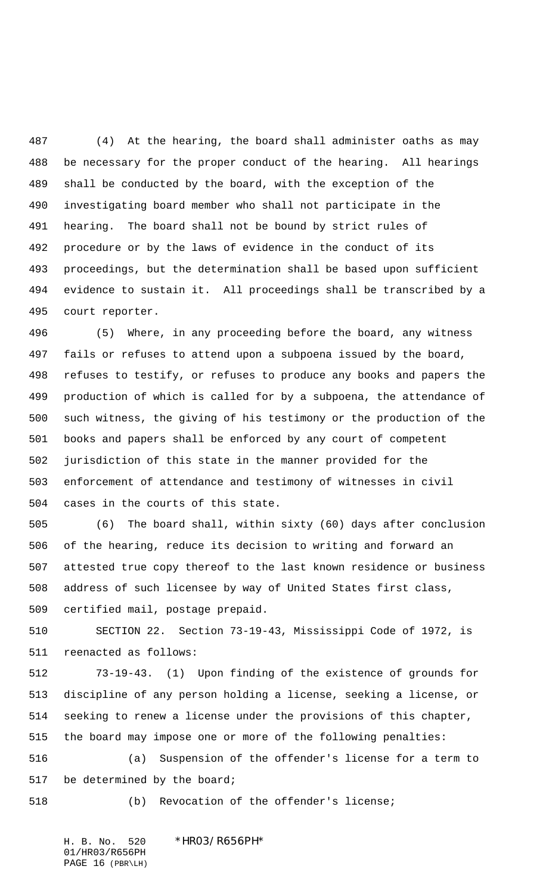(4) At the hearing, the board shall administer oaths as may be necessary for the proper conduct of the hearing. All hearings shall be conducted by the board, with the exception of the investigating board member who shall not participate in the hearing. The board shall not be bound by strict rules of procedure or by the laws of evidence in the conduct of its proceedings, but the determination shall be based upon sufficient evidence to sustain it. All proceedings shall be transcribed by a court reporter.

(5) Where, in any proceeding before the board, any witness fails or refuses to attend upon a subpoena issued by the board, refuses to testify, or refuses to produce any books and papers the production of which is called for by a subpoena, the attendance of such witness, the giving of his testimony or the production of the books and papers shall be enforced by any court of competent jurisdiction of this state in the manner provided for the enforcement of attendance and testimony of witnesses in civil cases in the courts of this state.

(6) The board shall, within sixty (60) days after conclusion of the hearing, reduce its decision to writing and forward an attested true copy thereof to the last known residence or business address of such licensee by way of United States first class, certified mail, postage prepaid.

SECTION 22. Section 73-19-43, Mississippi Code of 1972, is reenacted as follows:

73-19-43. (1) Upon finding of the existence of grounds for discipline of any person holding a license, seeking a license, or seeking to renew a license under the provisions of this chapter, the board may impose one or more of the following penalties:

(a) Suspension of the offender's license for a term to be determined by the board;

(b) Revocation of the offender's license;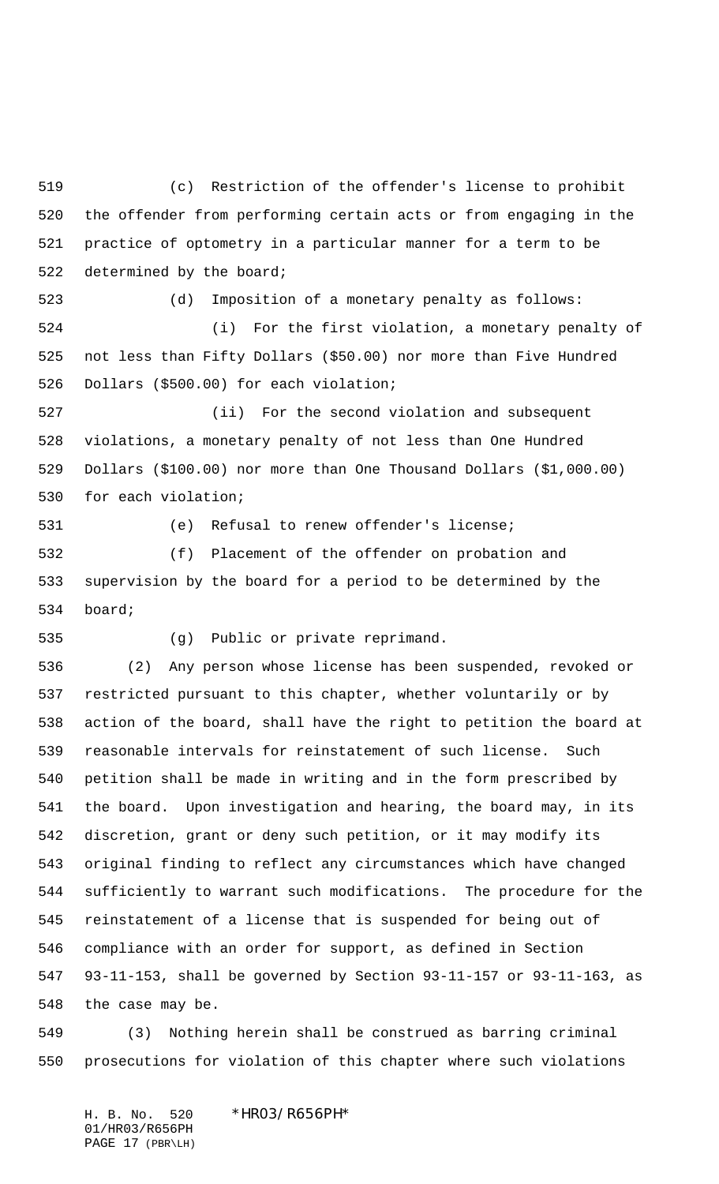(c) Restriction of the offender's license to prohibit the offender from performing certain acts or from engaging in the practice of optometry in a particular manner for a term to be determined by the board;

(d) Imposition of a monetary penalty as follows:

(i) For the first violation, a monetary penalty of not less than Fifty Dollars ($50.00) nor more than Five Hundred Dollars ($500.00) for each violation;

(ii) For the second violation and subsequent violations, a monetary penalty of not less than One Hundred Dollars ($100.00) nor more than One Thousand Dollars ($1,000.00) for each violation;

(e) Refusal to renew offender's license;

(f) Placement of the offender on probation and supervision by the board for a period to be determined by the board;

(g) Public or private reprimand.

(2) Any person whose license has been suspended, revoked or restricted pursuant to this chapter, whether voluntarily or by action of the board, shall have the right to petition the board at reasonable intervals for reinstatement of such license. Such petition shall be made in writing and in the form prescribed by the board. Upon investigation and hearing, the board may, in its discretion, grant or deny such petition, or it may modify its original finding to reflect any circumstances which have changed sufficiently to warrant such modifications. The procedure for the reinstatement of a license that is suspended for being out of compliance with an order for support, as defined in Section 93-11-153, shall be governed by Section 93-11-157 or 93-11-163, as the case may be.

(3) Nothing herein shall be construed as barring criminal prosecutions for violation of this chapter where such violations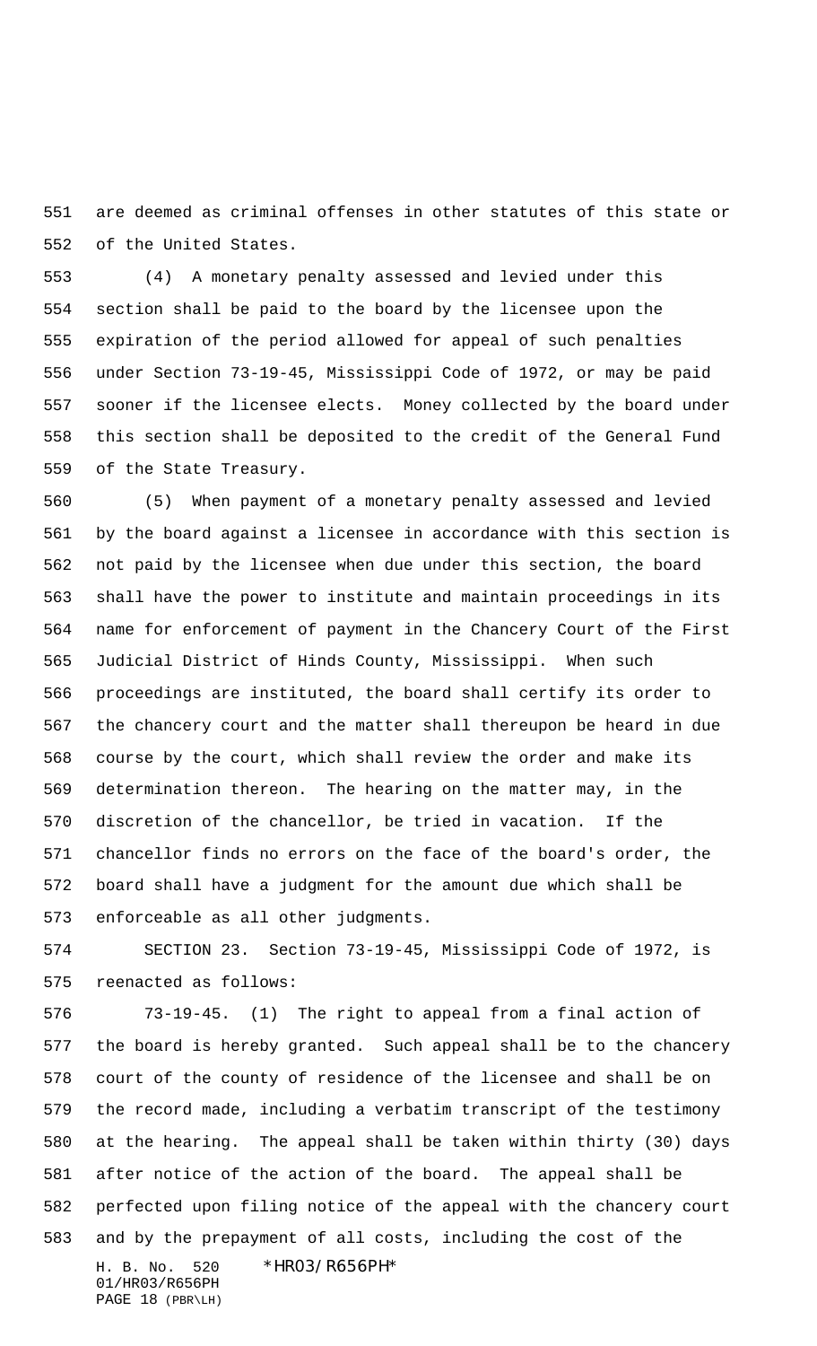are deemed as criminal offenses in other statutes of this state or of the United States.

(4) A monetary penalty assessed and levied under this section shall be paid to the board by the licensee upon the expiration of the period allowed for appeal of such penalties under Section 73-19-45, Mississippi Code of 1972, or may be paid sooner if the licensee elects. Money collected by the board under this section shall be deposited to the credit of the General Fund of the State Treasury.

(5) When payment of a monetary penalty assessed and levied by the board against a licensee in accordance with this section is not paid by the licensee when due under this section, the board shall have the power to institute and maintain proceedings in its name for enforcement of payment in the Chancery Court of the First Judicial District of Hinds County, Mississippi. When such proceedings are instituted, the board shall certify its order to the chancery court and the matter shall thereupon be heard in due course by the court, which shall review the order and make its determination thereon. The hearing on the matter may, in the discretion of the chancellor, be tried in vacation. If the chancellor finds no errors on the face of the board's order, the board shall have a judgment for the amount due which shall be enforceable as all other judgments.

SECTION 23. Section 73-19-45, Mississippi Code of 1972, is reenacted as follows:

73-19-45. (1) The right to appeal from a final action of the board is hereby granted. Such appeal shall be to the chancery court of the county of residence of the licensee and shall be on the record made, including a verbatim transcript of the testimony at the hearing. The appeal shall be taken within thirty (30) days after notice of the action of the board. The appeal shall be perfected upon filing notice of the appeal with the chancery court and by the prepayment of all costs, including the cost of the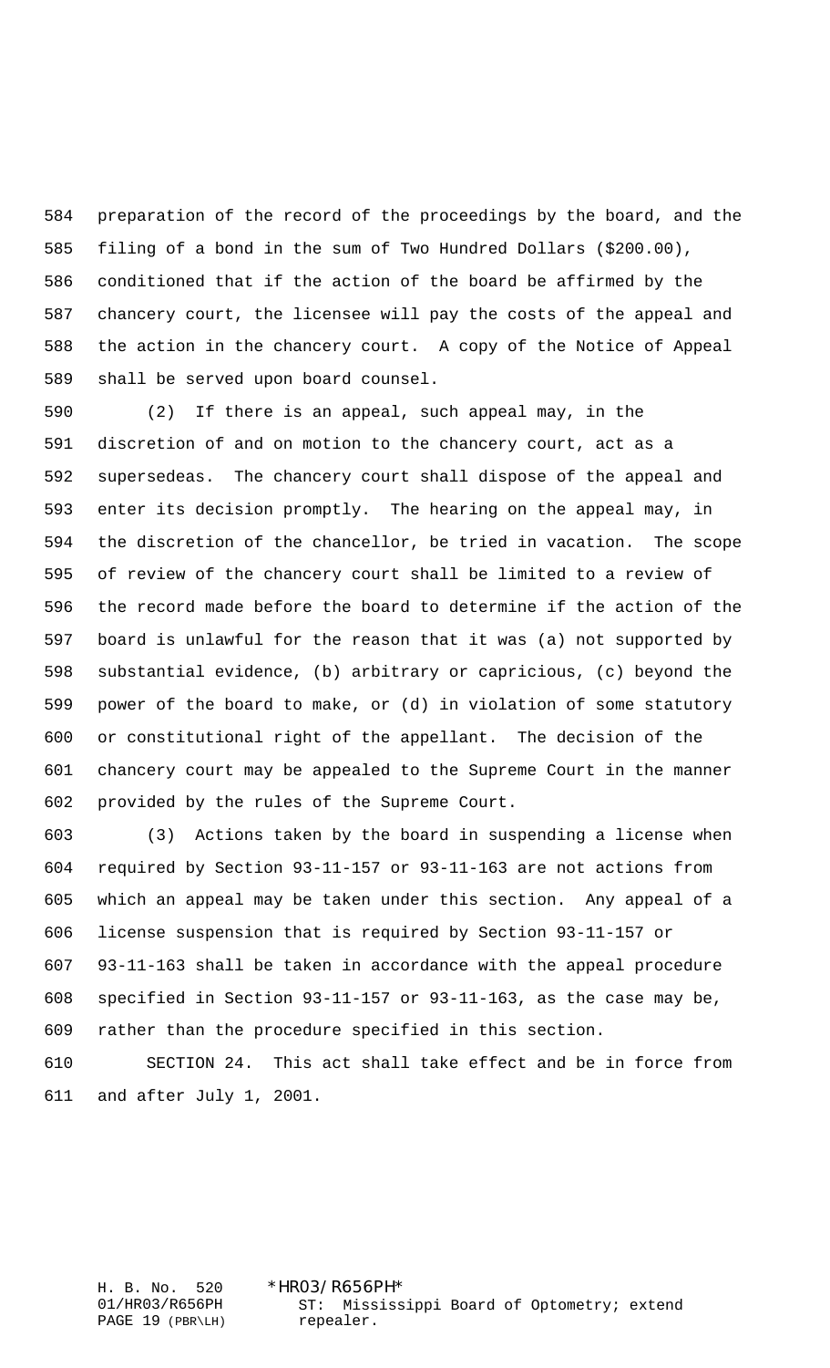preparation of the record of the proceedings by the board, and the filing of a bond in the sum of Two Hundred Dollars ($200.00), conditioned that if the action of the board be affirmed by the chancery court, the licensee will pay the costs of the appeal and the action in the chancery court. A copy of the Notice of Appeal shall be served upon board counsel.

(2) If there is an appeal, such appeal may, in the discretion of and on motion to the chancery court, act as a supersedeas. The chancery court shall dispose of the appeal and enter its decision promptly. The hearing on the appeal may, in the discretion of the chancellor, be tried in vacation. The scope of review of the chancery court shall be limited to a review of the record made before the board to determine if the action of the board is unlawful for the reason that it was (a) not supported by substantial evidence, (b) arbitrary or capricious, (c) beyond the power of the board to make, or (d) in violation of some statutory or constitutional right of the appellant. The decision of the chancery court may be appealed to the Supreme Court in the manner provided by the rules of the Supreme Court.

(3) Actions taken by the board in suspending a license when required by Section 93-11-157 or 93-11-163 are not actions from which an appeal may be taken under this section. Any appeal of a license suspension that is required by Section 93-11-157 or 93-11-163 shall be taken in accordance with the appeal procedure specified in Section 93-11-157 or 93-11-163, as the case may be, rather than the procedure specified in this section.

SECTION 24. This act shall take effect and be in force from and after July 1, 2001.